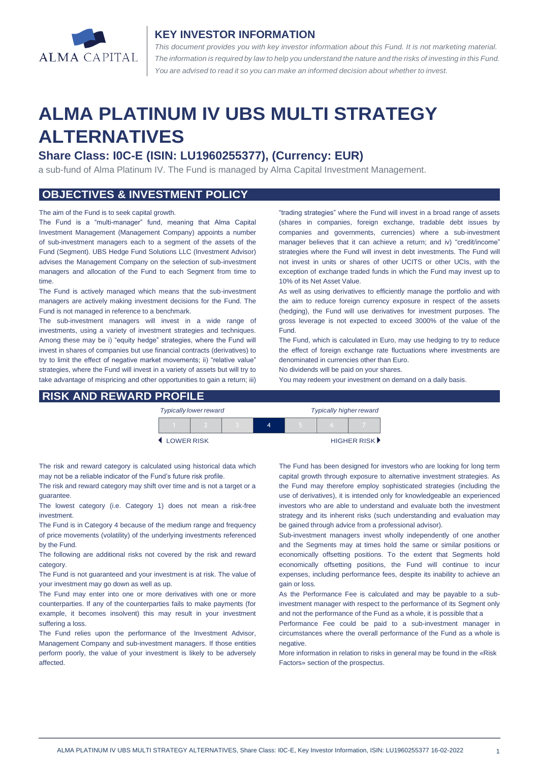ALMA CAPITAL

## KEY INVESTOR INFORMATION

*This document provides you with key investor information about this Fund. It is not marketing material. The information is required by law to help you understand the nature and the risks of investing in this Fund. You are advised to read it so you can make an informed decision about whether to invest.*

# ALMA PLATINUM IV UBS MULTI STRATEGY ALTERNATIVES

### Share Class: I0C-E (ISIN: LU1960255377), (Currency: EUR)

a sub-fund of Alma Platinum IV. The Fund is managed by Alma Capital Investment Management.

## OBJECTIVES & INVESTMENT POLICY

The aim of the Fund is to seek capital growth.

The Fund is a "multi-manager" fund, meaning that Alma Capital Investment Management (Management Company) appoints a number of sub-investment managers each to a segment of the assets of the Fund (Segment). UBS Hedge Fund Solutions LLC (Investment Advisor) advises the Management Company on the selection of sub-investment managers and allocation of the Fund to each Segment from time to time.

The Fund is actively managed which means that the sub-investment managers are actively making investment decisions for the Fund. The Fund is not managed in reference to a benchmark.

The sub-investment managers will invest in a wide range of investments, using a variety of investment strategies and techniques. Among these may be i) "equity hedge" strategies, where the Fund will invest in shares of companies but use financial contracts (derivatives) to try to limit the effect of negative market movements; ii) "relative value" strategies, where the Fund will invest in a variety of assets but will try to take advantage of mispricing and other opportunities to gain a return; iii) "trading strategies" where the Fund will invest in a broad range of assets (shares in companies, foreign exchange, tradable debt issues by companies and governments, currencies) where a sub-investment manager believes that it can achieve a return; and iv) "credit/income" strategies where the Fund will invest in debt investments. The Fund will not invest in units or shares of other UCITS or other UCIs, with the exception of exchange traded funds in which the Fund may invest up to 10% of its Net Asset Value.

As well as using derivatives to efficiently manage the portfolio and with the aim to reduce foreign currency exposure in respect of the assets (hedging), the Fund will use derivatives for investment purposes. The gross leverage is not expected to exceed 3000% of the value of the Fund.

The Fund, which is calculated in Euro, may use hedging to try to reduce the effect of foreign exchange rate fluctuations where investments are denominated in currencies other than Euro.

No dividends will be paid on your shares.

You may redeem your investment on demand on a daily basis.

## RISK AND REWARD PROFILE

| *Typically lower reward* | | | | | | *Typically higher reward* |
|---|---|---|---|---|---|---|
| 1 | 2 | 3 | **4** | 5 | 6 | 7 |
| ◄ LOWER RISK | | | | | | HIGHER RISK ► |

The risk and reward category is calculated using historical data which may not be a reliable indicator of the Fund's future risk profile.

The risk and reward category may shift over time and is not a target or a guarantee.

The lowest category (i.e. Category 1) does not mean a risk-free investment.

The Fund is in Category 4 because of the medium range and frequency of price movements (volatility) of the underlying investments referenced by the Fund.

The following are additional risks not covered by the risk and reward category.

The Fund is not guaranteed and your investment is at risk. The value of your investment may go down as well as up.

The Fund may enter into one or more derivatives with one or more counterparties. If any of the counterparties fails to make payments (for example, it becomes insolvent) this may result in your investment suffering a loss.

The Fund relies upon the performance of the Investment Advisor, Management Company and sub-investment managers. If those entities perform poorly, the value of your investment is likely to be adversely affected.

The Fund has been designed for investors who are looking for long term capital growth through exposure to alternative investment strategies. As the Fund may therefore employ sophisticated strategies (including the use of derivatives), it is intended only for knowledgeable an experienced investors who are able to understand and evaluate both the investment strategy and its inherent risks (such understanding and evaluation may be gained through advice from a professional advisor).

Sub-investment managers invest wholly independently of one another and the Segments may at times hold the same or similar positions or economically offsetting positions. To the extent that Segments hold economically offsetting positions, the Fund will continue to incur expenses, including performance fees, despite its inability to achieve an gain or loss.

As the Performance Fee is calculated and may be payable to a sub-investment manager with respect to the performance of its Segment only and not the performance of the Fund as a whole, it is possible that a Performance Fee could be paid to a sub-investment manager in circumstances where the overall performance of the Fund as a whole is negative.

More information in relation to risks in general may be found in the «Risk Factors» section of the prospectus.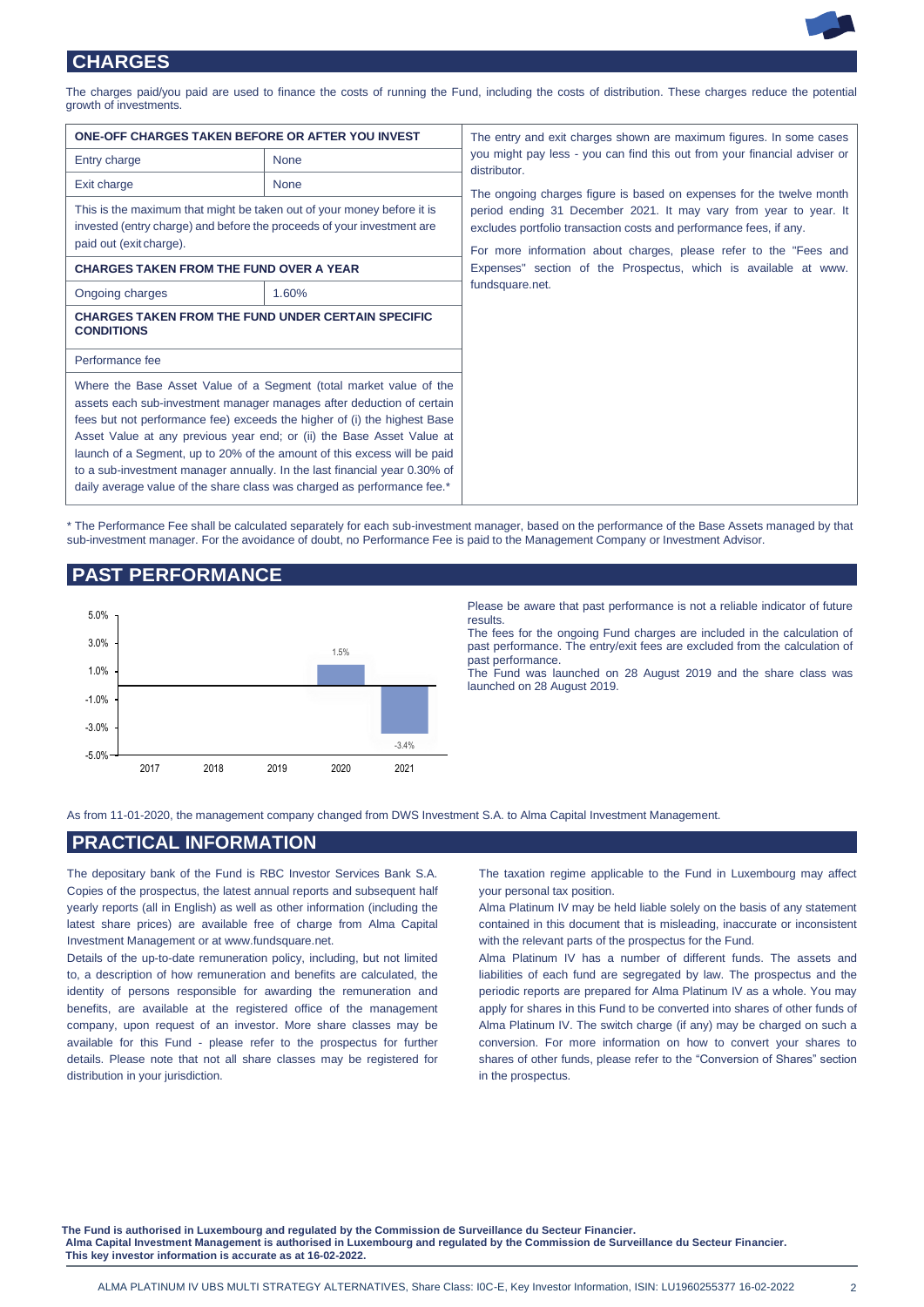## CHARGES

The charges paid/you paid are used to finance the costs of running the Fund, including the costs of distribution. These charges reduce the potential growth of investments.

| ONE-OFF CHARGES TAKEN BEFORE OR AFTER YOU INVEST | |
|---|---|
| Entry charge | None |
| Exit charge | None |
| This is the maximum that might be taken out of your money before it is invested (entry charge) and before the proceeds of your investment are paid out (exit charge). | |
| **CHARGES TAKEN FROM THE FUND OVER A YEAR** | |
| Ongoing charges | 1.60% |
| **CHARGES TAKEN FROM THE FUND UNDER CERTAIN SPECIFIC CONDITIONS** | |
| Performance fee | |
| Where the Base Asset Value of a Segment (total market value of the assets each sub-investment manager manages after deduction of certain fees but not performance fee) exceeds the higher of (i) the highest Base Asset Value at any previous year end; or (ii) the Base Asset Value at launch of a Segment, up to 20% of the amount of this excess will be paid to a sub-investment manager annually. In the last financial year 0.30% of daily average value of the share class was charged as performance fee.* | |

The entry and exit charges shown are maximum figures. In some cases you might pay less - you can find this out from your financial adviser or distributor.

The ongoing charges figure is based on expenses for the twelve month period ending 31 December 2021. It may vary from year to year. It excludes portfolio transaction costs and performance fees, if any.

For more information about charges, please refer to the "Fees and Expenses" section of the Prospectus, which is available at www.fundsquare.net.

\* The Performance Fee shall be calculated separately for each sub-investment manager, based on the performance of the Base Assets managed by that sub-investment manager. For the avoidance of doubt, no Performance Fee is paid to the Management Company or Investment Advisor.

## PAST PERFORMANCE

5.0%
3.0%
1.0%
-1.0%
-3.0%
-5.0%
2017 2018 2019 2020 2021
1.5%
-3.4%

Please be aware that past performance is not a reliable indicator of future results.
The fees for the ongoing Fund charges are included in the calculation of past performance. The entry/exit fees are excluded from the calculation of past performance.
The Fund was launched on 28 August 2019 and the share class was launched on 28 August 2019.

As from 11-01-2020, the management company changed from DWS Investment S.A. to Alma Capital Investment Management.

## PRACTICAL INFORMATION

The depositary bank of the Fund is RBC Investor Services Bank S.A. Copies of the prospectus, the latest annual reports and subsequent half yearly reports (all in English) as well as other information (including the latest share prices) are available free of charge from Alma Capital Investment Management or at www.fundsquare.net.

Details of the up-to-date remuneration policy, including, but not limited to, a description of how remuneration and benefits are calculated, the identity of persons responsible for awarding the remuneration and benefits, are available at the registered office of the management company, upon request of an investor. More share classes may be available for this Fund - please refer to the prospectus for further details. Please note that not all share classes may be registered for distribution in your jurisdiction.

The taxation regime applicable to the Fund in Luxembourg may affect your personal tax position.

Alma Platinum IV may be held liable solely on the basis of any statement contained in this document that is misleading, inaccurate or inconsistent with the relevant parts of the prospectus for the Fund.

Alma Platinum IV has a number of different funds. The assets and liabilities of each fund are segregated by law. The prospectus and the periodic reports are prepared for Alma Platinum IV as a whole. You may apply for shares in this Fund to be converted into shares of other funds of Alma Platinum IV. The switch charge (if any) may be charged on such a conversion. For more information on how to convert your shares to shares of other funds, please refer to the "Conversion of Shares" section in the prospectus.

**The Fund is authorised in Luxembourg and regulated by the Commission de Surveillance du Secteur Financier.**
**Alma Capital Investment Management is authorised in Luxembourg and regulated by the Commission de Surveillance du Secteur Financier.**
**This key investor information is accurate as at 16-02-2022.**